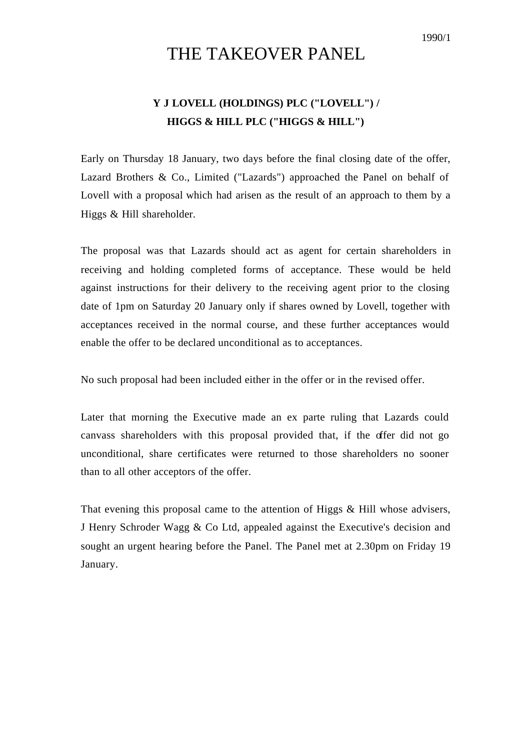1990/1

# THE TAKEOVER PANEL

## Y J LOVELL (HOLDINGS) PLC ("LOVELL") / HIGGS & HILL PLC ("HIGGS & HILL")

Early on Thursday 18 January, two days before the final closing date of the offer, Lazard Brothers & Co., Limited ("Lazards") approached the Panel on behalf of Lovell with a proposal which had arisen as the result of an approach to them by a Higgs & Hill shareholder.

The proposal was that Lazards should act as agent for certain shareholders in receiving and holding completed forms of acceptance. These would be held against instructions for their delivery to the receiving agent prior to the closing date of 1pm on Saturday 20 January only if shares owned by Lovell, together with acceptances received in the normal course, and these further acceptances would enable the offer to be declared unconditional as to acceptances.

No such proposal had been included either in the offer or in the revised offer.

Later that morning the Executive made an ex parte ruling that Lazards could canvass shareholders with this proposal provided that, if the offer did not go unconditional, share certificates were returned to those shareholders no sooner than to all other acceptors of the offer.

That evening this proposal came to the attention of Higgs & Hill whose advisers, J Henry Schroder Wagg & Co Ltd, appealed against the Executive's decision and sought an urgent hearing before the Panel. The Panel met at 2.30pm on Friday 19 January.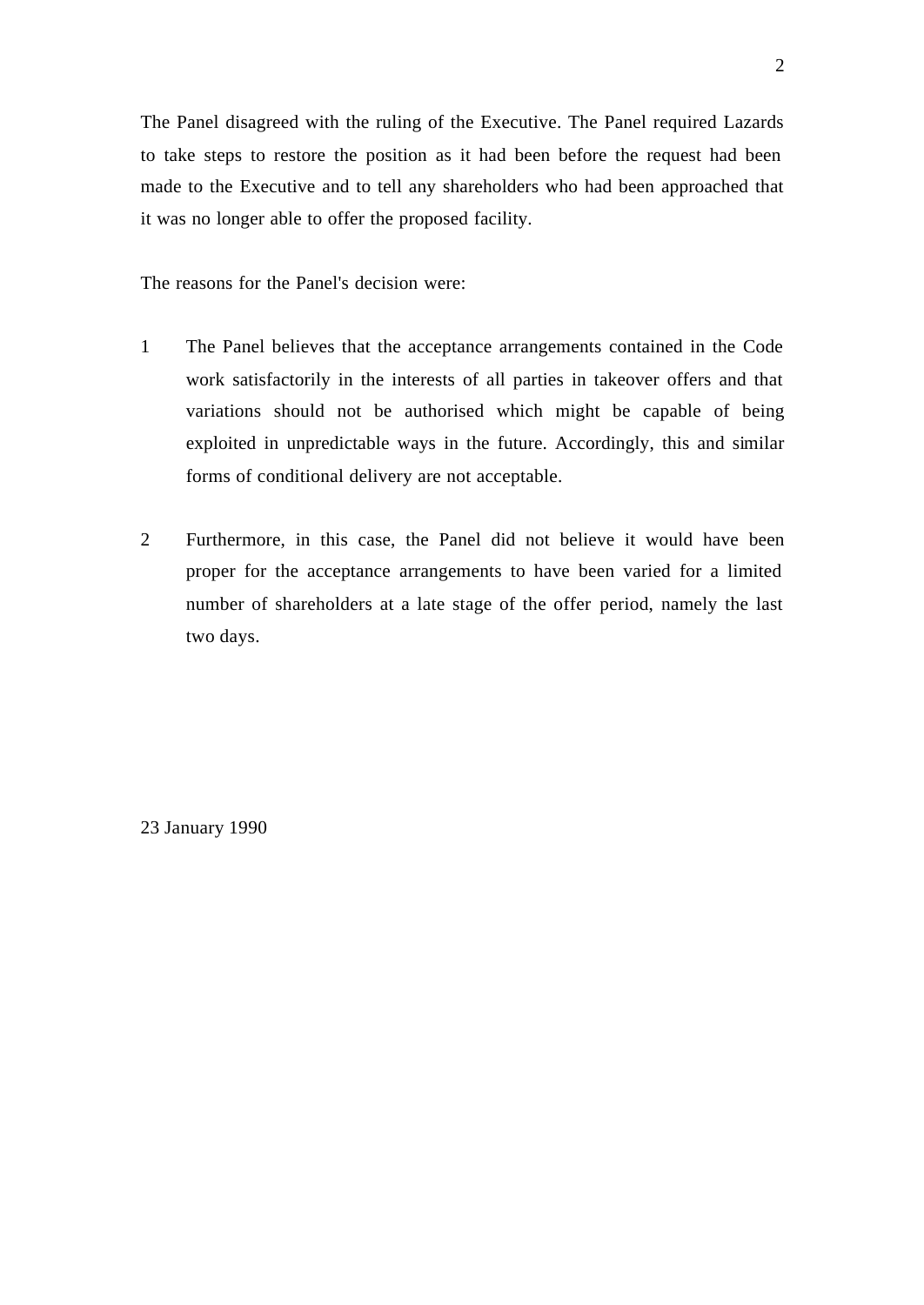The Panel disagreed with the ruling of the Executive. The Panel required Lazards to take steps to restore the position as it had been before the request had been made to the Executive and to tell any shareholders who had been approached that it was no longer able to offer the proposed facility.

The reasons for the Panel's decision were:

1. The Panel believes that the acceptance arrangements contained in the Code work satisfactorily in the interests of all parties in takeover offers and that variations should not be authorised which might be capable of being exploited in unpredictable ways in the future. Accordingly, this and similar forms of conditional delivery are not acceptable.

2. Furthermore, in this case, the Panel did not believe it would have been proper for the acceptance arrangements to have been varied for a limited number of shareholders at a late stage of the offer period, namely the last two days.

23 January 1990